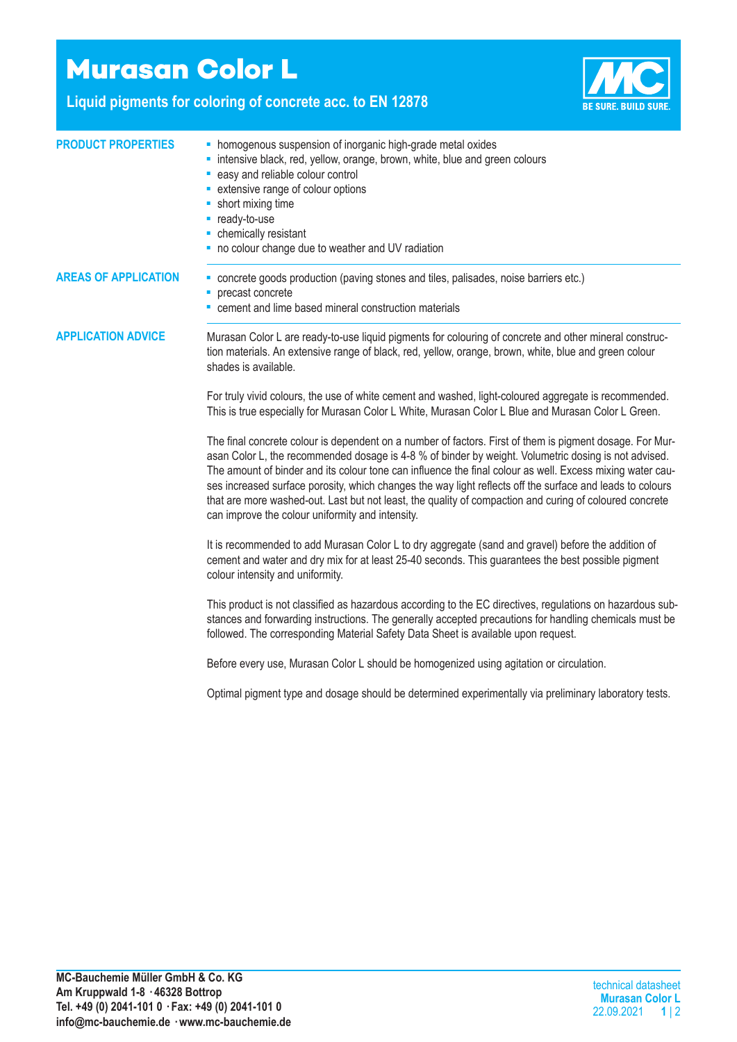# Murasan Color L

## Liquid pigments for coloring of concrete acc. to EN 12878

BE SURE. BUILD SURE.

### PRODUCT PROPERTIES

- homogenous suspension of inorganic high-grade metal oxides
- intensive black, red, yellow, orange, brown, white, blue and green colours
- easy and reliable colour control
- extensive range of colour options
- short mixing time
- ready-to-use
- chemically resistant
- no colour change due to weather and UV radiation

### AREAS OF APPLICATION

- concrete goods production (paving stones and tiles, palisades, noise barriers etc.)
- precast concrete
- cement and lime based mineral construction materials

### APPLICATION ADVICE

Murasan Color L are ready-to-use liquid pigments for colouring of concrete and other mineral construction materials. An extensive range of black, red, yellow, orange, brown, white, blue and green colour shades is available.

For truly vivid colours, the use of white cement and washed, light-coloured aggregate is recommended. This is true especially for Murasan Color L White, Murasan Color L Blue and Murasan Color L Green.

The final concrete colour is dependent on a number of factors. First of them is pigment dosage. For Murasan Color L, the recommended dosage is 4-8 % of binder by weight. Volumetric dosing is not advised. The amount of binder and its colour tone can influence the final colour as well. Excess mixing water causes increased surface porosity, which changes the way light reflects off the surface and leads to colours that are more washed-out. Last but not least, the quality of compaction and curing of coloured concrete can improve the colour uniformity and intensity.

It is recommended to add Murasan Color L to dry aggregate (sand and gravel) before the addition of cement and water and dry mix for at least 25-40 seconds. This guarantees the best possible pigment colour intensity and uniformity.

This product is not classified as hazardous according to the EC directives, regulations on hazardous substances and forwarding instructions. The generally accepted precautions for handling chemicals must be followed. The corresponding Material Safety Data Sheet is available upon request.

Before every use, Murasan Color L should be homogenized using agitation or circulation.

Optimal pigment type and dosage should be determined experimentally via preliminary laboratory tests.

**MC-Bauchemie Müller GmbH & Co. KG**
**Am Kruppwald 1-8 · 46328 Bottrop**
**Tel. +49 (0) 2041-101 0 · Fax: +49 (0) 2041-101 0**
**info@mc-bauchemie.de · www.mc-bauchemie.de**

technical datasheet
**Murasan Color L**
22.09.2021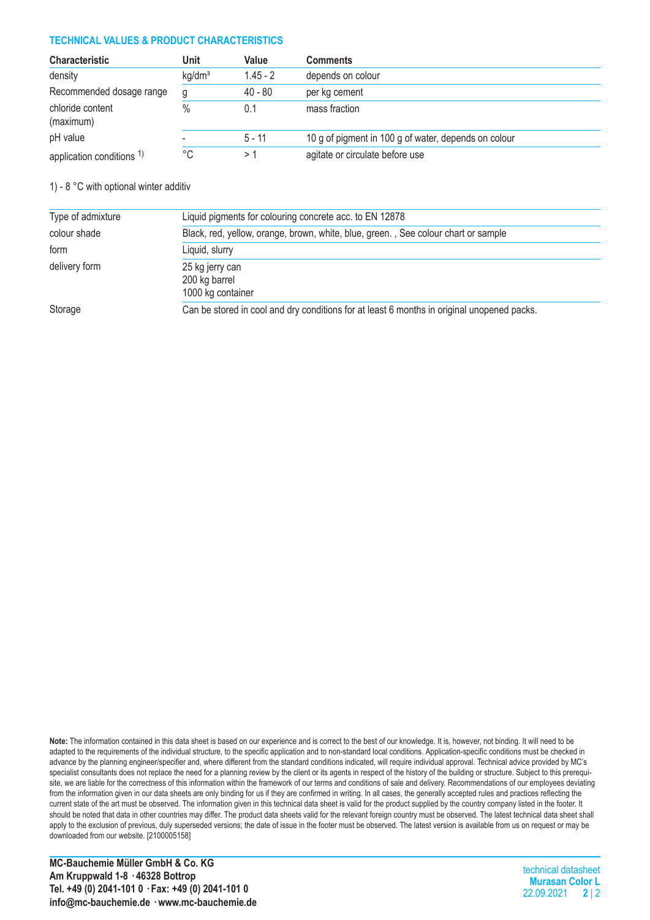## TECHNICAL VALUES & PRODUCT CHARACTERISTICS

| Characteristic | Unit | Value | Comments |
|---|---|---|---|
| density | $kg/dm^3$ | 1.45 - 2 | depends on colour |
| Recommended dosage range | g | 40 - 80 | per kg cement |
| chloride content (maximum) | % | 0.1 | mass fraction |
| pH value | - | 5 - 11 | 10 g of pigment in 100 g of water, depends on colour |
| application conditions [1] | °C | > 1 | agitate or circulate before use |

1) - 8 °C with optional winter additiv

| | |
|---|---|
| Type of admixture | Liquid pigments for colouring concrete acc. to EN 12878 |
| colour shade | Black, red, yellow, orange, brown, white, blue, green. , See colour chart or sample |
| form | Liquid, slurry |
| delivery form | 25 kg jerry can<br>200 kg barrel<br>1000 kg container |
| Storage | Can be stored in cool and dry conditions for at least 6 months in original unopened packs. |

**Note:** The information contained in this data sheet is based on our experience and is correct to the best of our knowledge. It is, however, not binding. It will need to be adapted to the requirements of the individual structure, to the specific application and to non-standard local conditions. Application-specific conditions must be checked in advance by the planning engineer/specifier and, where different from the standard conditions indicated, will require individual approval. Technical advice provided by MC's specialist consultants does not replace the need for a planning review by the client or its agents in respect of the history of the building or structure. Subject to this prerequisite, we are liable for the correctness of this information within the framework of our terms and conditions of sale and delivery. Recommendations of our employees deviating from the information given in our data sheets are only binding for us if they are confirmed in writing. In all cases, the generally accepted rules and practices reflecting the current state of the art must be observed. The information given in this technical data sheet is valid for the product supplied by the country company listed in the footer. It should be noted that data in other countries may differ. The product data sheets valid for the relevant foreign country must be observed. The latest technical data sheet shall apply to the exclusion of previous, duly superseded versions; the date of issue in the footer must be observed. The latest version is available from us on request or may be downloaded from our website. [2100005158]

**MC-Bauchemie Müller GmbH & Co. KG**
**Am Kruppwald 1-8 · 46328 Bottrop**
**Tel. +49 (0) 2041-101 0 · Fax: +49 (0) 2041-101 0**
**info@mc-bauchemie.de · www.mc-bauchemie.de**

technical datasheet
**Murasan Color L**
22.09.2021